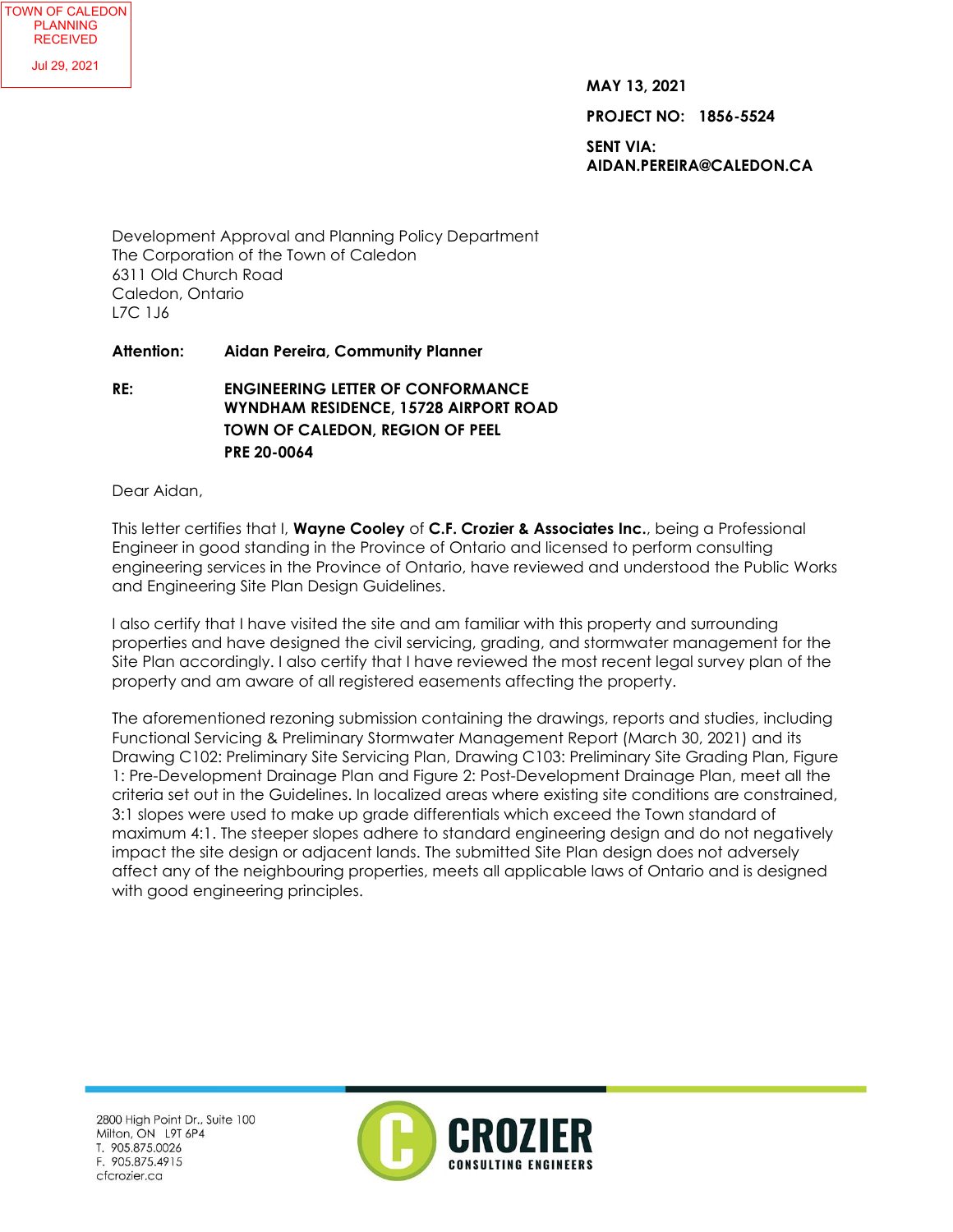TOWN OF CALEDON
PLANNING
RECEIVED
Jul 29, 2021

**MAY 13, 2021**

**PROJECT NO: 1856-5524**

**SENT VIA:**
**AIDAN.PEREIRA@CALEDON.CA**

Development Approval and Planning Policy Department
The Corporation of the Town of Caledon
6311 Old Church Road
Caledon, Ontario
L7C 1J6

**Attention:** **Aidan Pereira, Community Planner**

**RE:** **ENGINEERING LETTER OF CONFORMANCE**
**WYNDHAM RESIDENCE, 15728 AIRPORT ROAD**
**TOWN OF CALEDON, REGION OF PEEL**
**PRE 20-0064**

Dear Aidan,

This letter certifies that I, **Wayne Cooley** of **C.F. Crozier & Associates Inc.**, being a Professional Engineer in good standing in the Province of Ontario and licensed to perform consulting engineering services in the Province of Ontario, have reviewed and understood the Public Works and Engineering Site Plan Design Guidelines.

I also certify that I have visited the site and am familiar with this property and surrounding properties and have designed the civil servicing, grading, and stormwater management for the Site Plan accordingly. I also certify that I have reviewed the most recent legal survey plan of the property and am aware of all registered easements affecting the property.

The aforementioned rezoning submission containing the drawings, reports and studies, including Functional Servicing & Preliminary Stormwater Management Report (March 30, 2021) and its Drawing C102: Preliminary Site Servicing Plan, Drawing C103: Preliminary Site Grading Plan, Figure 1: Pre-Development Drainage Plan and Figure 2: Post-Development Drainage Plan, meet all the criteria set out in the Guidelines. In localized areas where existing site conditions are constrained, 3:1 slopes were used to make up grade differentials which exceed the Town standard of maximum 4:1. The steeper slopes adhere to standard engineering design and do not negatively impact the site design or adjacent lands. The submitted Site Plan design does not adversely affect any of the neighbouring properties, meets all applicable laws of Ontario and is designed with good engineering principles.

2800 High Point Dr., Suite 100
Milton, ON L9T 6P4
T. 905.875.0026
F. 905.875.4915
cfcrozier.ca

CROZIER
CONSULTING ENGINEERS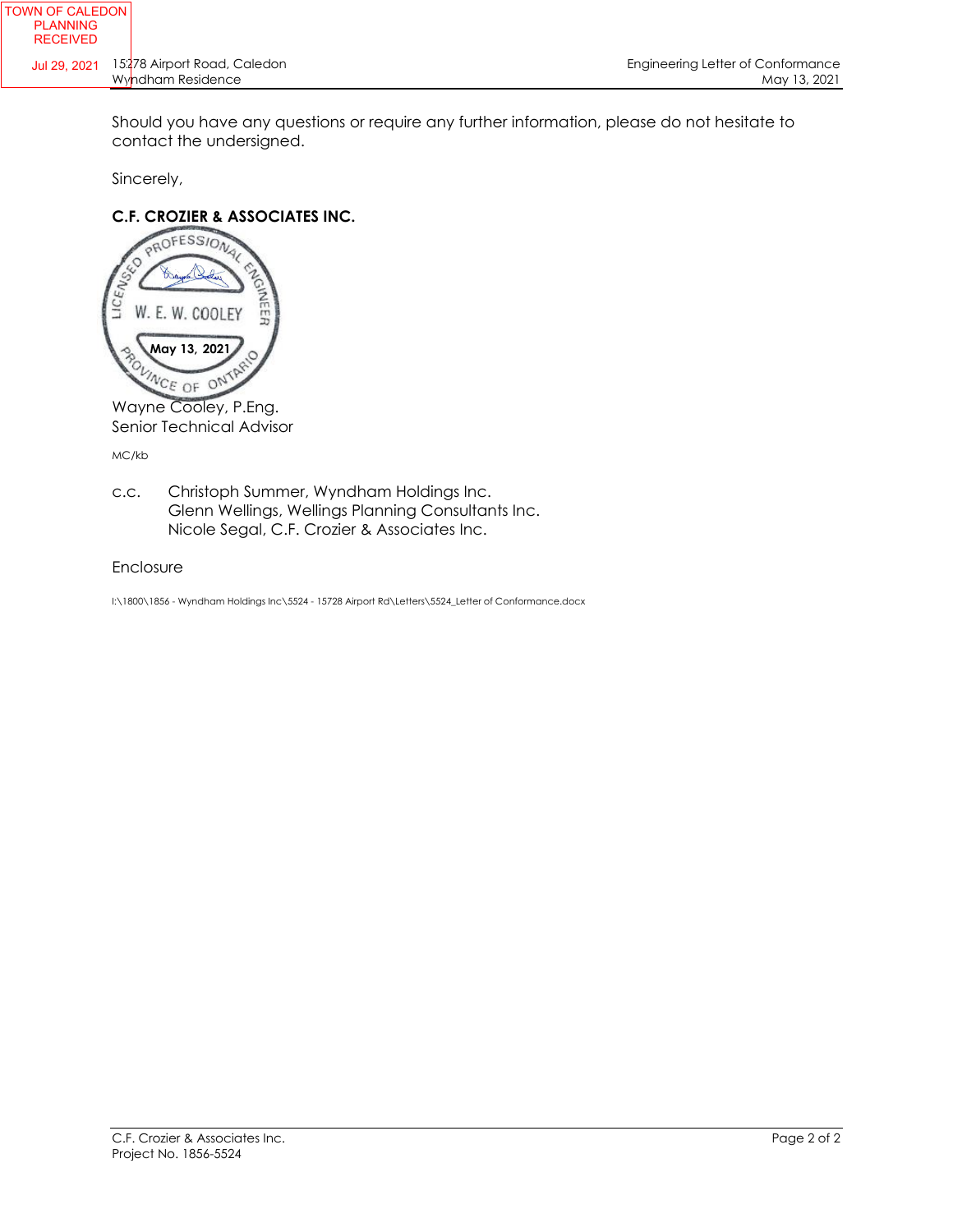Should you have any questions or require any further information, please do not hesitate to contact the undersigned.

Sincerely,

**C.F. CROZIER & ASSOCIATES INC.**

LICENSED PROFESSIONAL ENGINEER
W. E. W. COOLEY
May 13, 2021
PROVINCE OF ONTARIO

Wayne Cooley, P.Eng.
Senior Technical Advisor

MC/kb

c.c. Christoph Summer, Wyndham Holdings Inc.
Glenn Wellings, Wellings Planning Consultants Inc.
Nicole Segal, C.F. Crozier & Associates Inc.

Enclosure

I:\1800\1856 - Wyndham Holdings Inc\5524 - 15728 Airport Rd\Letters\5524_Letter of Conformance.docx